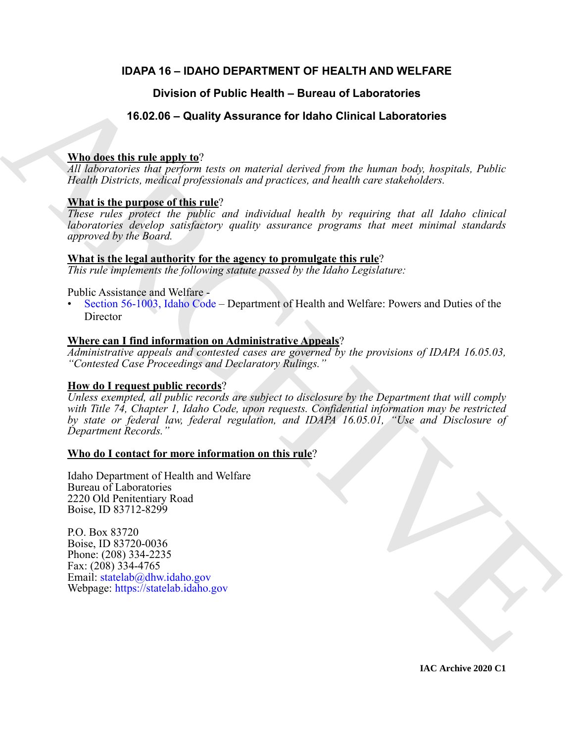# IDAPA 16 – IDAHO DEPARTMENT OF HEALTH AND WELFARE

## Division of Public Health – Bureau of Laboratories

## 16.02.06 – Quality Assurance for Idaho Clinical Laboratories

**Who does this rule apply to**?
*All laboratories that perform tests on material derived from the human body, hospitals, Public Health Districts, medical professionals and practices, and health care stakeholders.*

**What is the purpose of this rule**?
*These rules protect the public and individual health by requiring that all Idaho clinical laboratories develop satisfactory quality assurance programs that meet minimal standards approved by the Board.*

**What is the legal authority for the agency to promulgate this rule**?
*This rule implements the following statute passed by the Idaho Legislature:*

Public Assistance and Welfare -
- Section 56-1003, Idaho Code – Department of Health and Welfare: Powers and Duties of the Director

**Where can I find information on Administrative Appeals**?
*Administrative appeals and contested cases are governed by the provisions of IDAPA 16.05.03, "Contested Case Proceedings and Declaratory Rulings."*

**How do I request public records**?
*Unless exempted, all public records are subject to disclosure by the Department that will comply with Title 74, Chapter 1, Idaho Code, upon requests. Confidential information may be restricted by state or federal law, federal regulation, and IDAPA 16.05.01, "Use and Disclosure of Department Records."*

**Who do I contact for more information on this rule**?

Idaho Department of Health and Welfare
Bureau of Laboratories
2220 Old Penitentiary Road
Boise, ID 83712-8299

P.O. Box 83720
Boise, ID 83720-0036
Phone: (208) 334-2235
Fax: (208) 334-4765
Email: statelab@dhw.idaho.gov
Webpage: https://statelab.idaho.gov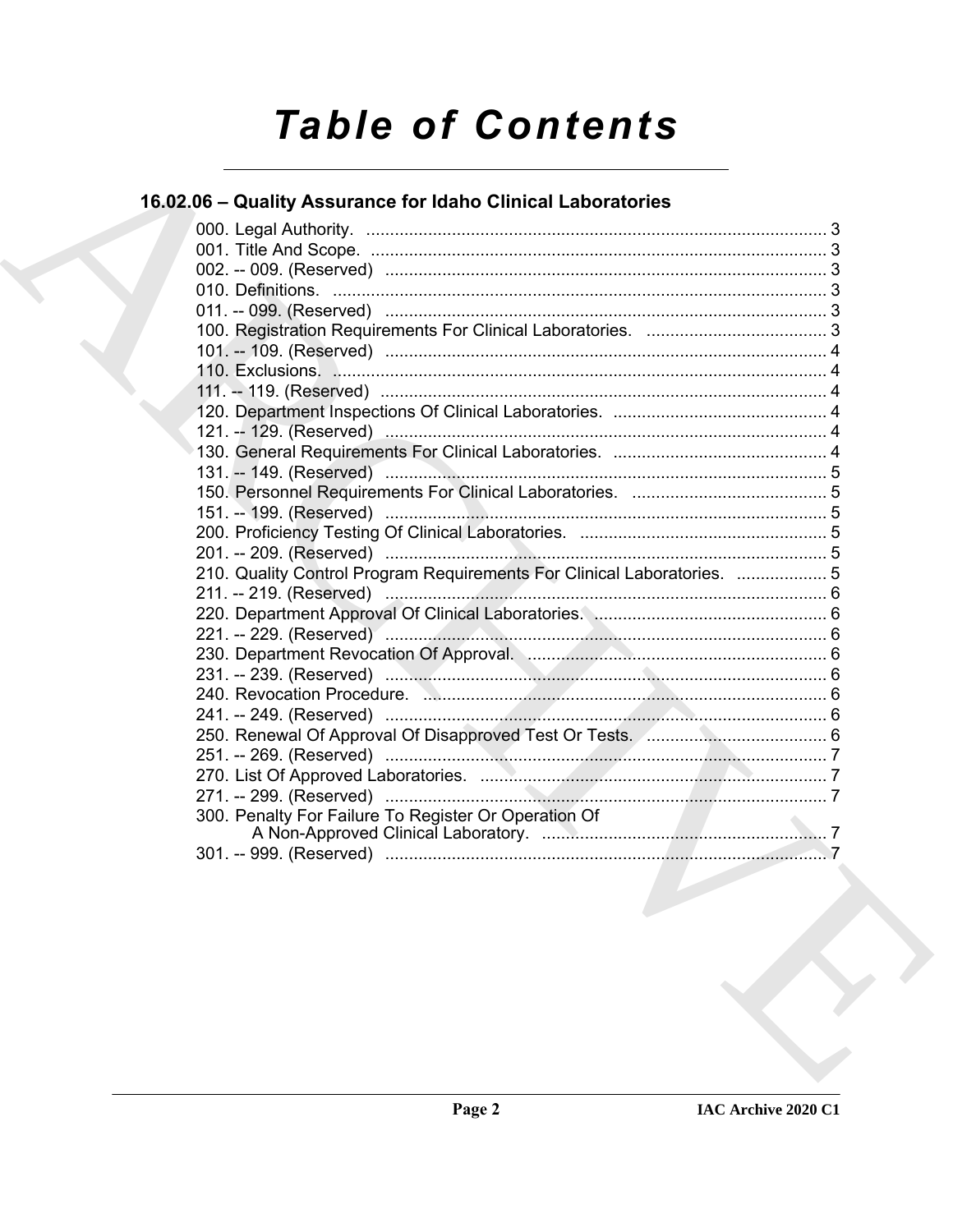# Table of Contents

## 16.02.06 – Quality Assurance for Idaho Clinical Laboratories

000. Legal Authority. ................................................................................................ 3
001. Title And Scope. ................................................................................................ 3
002. -- 009. (Reserved) ............................................................................................ 3
010. Definitions. ....................................................................................................... 3
011. -- 099. (Reserved) ............................................................................................ 3
100. Registration Requirements For Clinical Laboratories. ...................................... 3
101. -- 109. (Reserved) ............................................................................................ 4
110. Exclusions. ....................................................................................................... 4
111. -- 119. (Reserved) ............................................................................................ 4
120. Department Inspections Of Clinical Laboratories. ............................................ 4
121. -- 129. (Reserved) ............................................................................................ 4
130. General Requirements For Clinical Laboratories. ............................................. 4
131. -- 149. (Reserved) ............................................................................................ 5
150. Personnel Requirements For Clinical Laboratories. ......................................... 5
151. -- 199. (Reserved) ............................................................................................ 5
200. Proficiency Testing Of Clinical Laboratories. .................................................... 5
201. -- 209. (Reserved) ............................................................................................ 5
210. Quality Control Program Requirements For Clinical Laboratories. ................... 5
211. -- 219. (Reserved) ............................................................................................ 6
220. Department Approval Of Clinical Laboratories. ................................................. 6
221. -- 229. (Reserved) ............................................................................................ 6
230. Department Revocation Of Approval. ............................................................... 6
231. -- 239. (Reserved) ............................................................................................ 6
240. Revocation Procedure. ..................................................................................... 6
241. -- 249. (Reserved) ............................................................................................ 6
250. Renewal Of Approval Of Disapproved Test Or Tests. ...................................... 6
251. -- 269. (Reserved) ............................................................................................ 7
270. List Of Approved Laboratories. ......................................................................... 7
271. -- 299. (Reserved) ............................................................................................ 7
300. Penalty For Failure To Register Or Operation Of A Non-Approved Clinical Laboratory. ............................................................ 7
301. -- 999. (Reserved) ............................................................................................ 7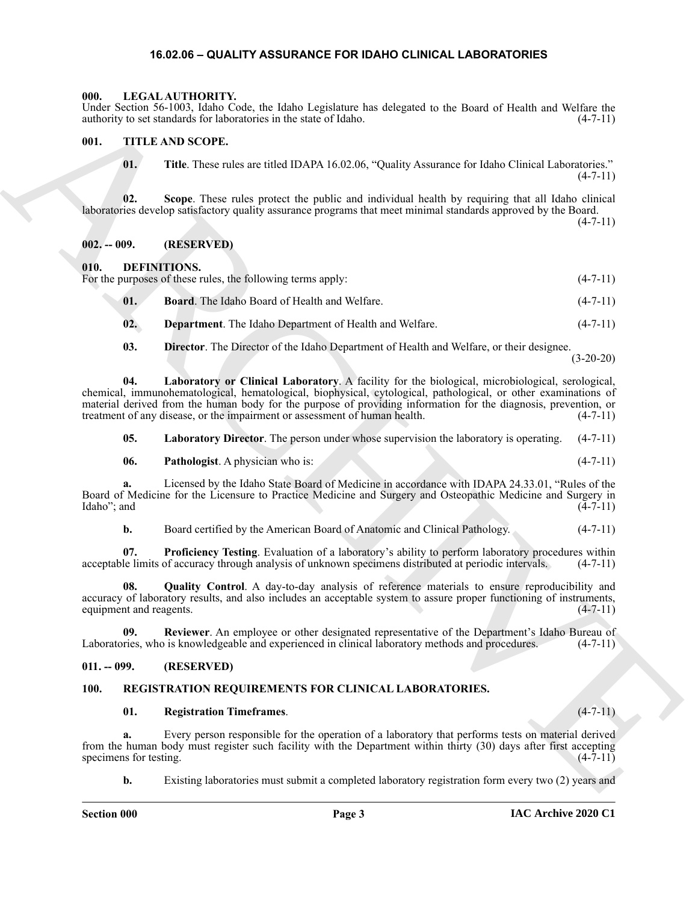# 16.02.06 – QUALITY ASSURANCE FOR IDAHO CLINICAL LABORATORIES

## 000. LEGAL AUTHORITY.

Under Section 56-1003, Idaho Code, the Idaho Legislature has delegated to the Board of Health and Welfare the authority to set standards for laboratories in the state of Idaho. (4-7-11)

## 001. TITLE AND SCOPE.

**01. Title**. These rules are titled IDAPA 16.02.06, "Quality Assurance for Idaho Clinical Laboratories." (4-7-11)

**02. Scope**. These rules protect the public and individual health by requiring that all Idaho clinical laboratories develop satisfactory quality assurance programs that meet minimal standards approved by the Board. (4-7-11)

## 002. -- 009. (RESERVED)

## 010. DEFINITIONS.

For the purposes of these rules, the following terms apply: (4-7-11)

**01. Board**. The Idaho Board of Health and Welfare. (4-7-11)

**02. Department**. The Idaho Department of Health and Welfare. (4-7-11)

**03. Director**. The Director of the Idaho Department of Health and Welfare, or their designee. (3-20-20)

**04. Laboratory or Clinical Laboratory**. A facility for the biological, microbiological, serological, chemical, immunohematological, hematological, biophysical, cytological, pathological, or other examinations of material derived from the human body for the purpose of providing information for the diagnosis, prevention, or treatment of any disease, or the impairment or assessment of human health. (4-7-11)

**05. Laboratory Director**. The person under whose supervision the laboratory is operating. (4-7-11)

**06. Pathologist**. A physician who is: (4-7-11)

**a.** Licensed by the Idaho State Board of Medicine in accordance with IDAPA 24.33.01, "Rules of the Board of Medicine for the Licensure to Practice Medicine and Surgery and Osteopathic Medicine and Surgery in Idaho"; and (4-7-11)

**b.** Board certified by the American Board of Anatomic and Clinical Pathology. (4-7-11)

**07. Proficiency Testing**. Evaluation of a laboratory's ability to perform laboratory procedures within acceptable limits of accuracy through analysis of unknown specimens distributed at periodic intervals. (4-7-11)

**08. Quality Control**. A day-to-day analysis of reference materials to ensure reproducibility and accuracy of laboratory results, and also includes an acceptable system to assure proper functioning of instruments, equipment and reagents. (4-7-11)

**09. Reviewer**. An employee or other designated representative of the Department's Idaho Bureau of Laboratories, who is knowledgeable and experienced in clinical laboratory methods and procedures. (4-7-11)

## 011. -- 099. (RESERVED)

## 100. REGISTRATION REQUIREMENTS FOR CLINICAL LABORATORIES.

**01. Registration Timeframes**. (4-7-11)

**a.** Every person responsible for the operation of a laboratory that performs tests on material derived from the human body must register such facility with the Department within thirty (30) days after first accepting specimens for testing. (4-7-11)

**b.** Existing laboratories must submit a completed laboratory registration form every two (2) years and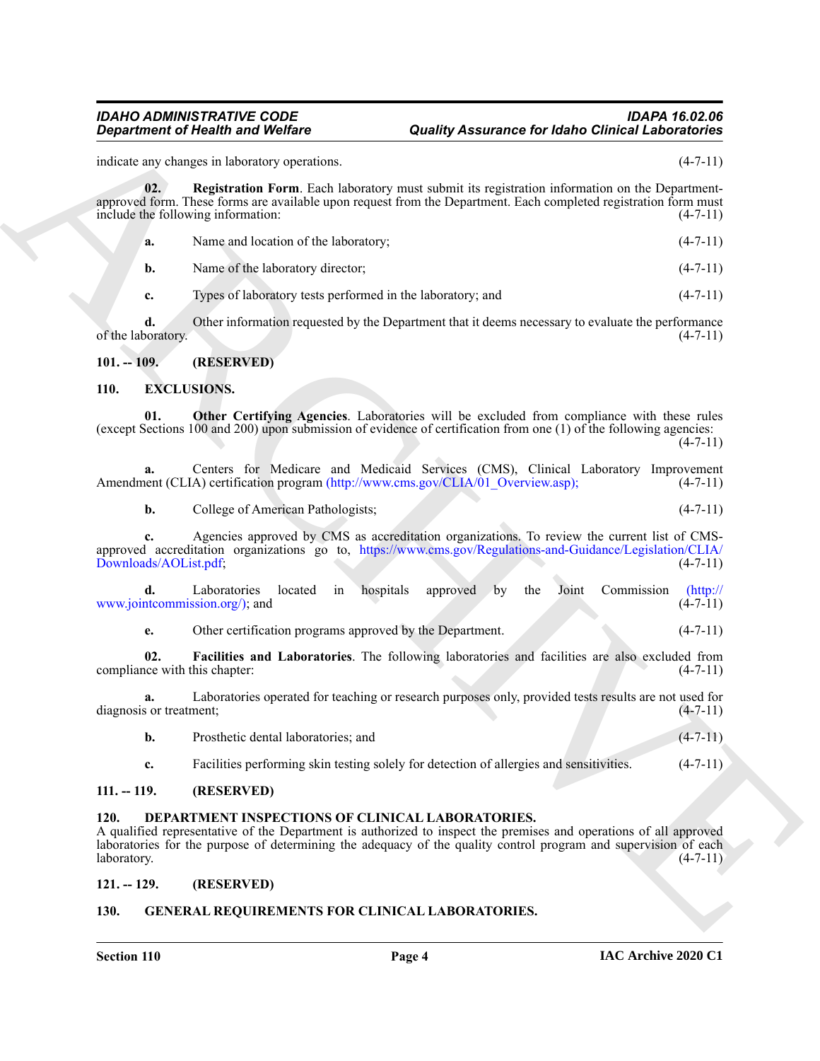indicate any changes in laboratory operations. (4-7-11)

**02. Registration Form**. Each laboratory must submit its registration information on the Department-approved form. These forms are available upon request from the Department. Each completed registration form must include the following information: (4-7-11)

**a.** Name and location of the laboratory; (4-7-11)

**b.** Name of the laboratory director; (4-7-11)

**c.** Types of laboratory tests performed in the laboratory; and (4-7-11)

**d.** Other information requested by the Department that it deems necessary to evaluate the performance of the laboratory. (4-7-11)

### 101. -- 109. (RESERVED)

### 110. EXCLUSIONS.

**01. Other Certifying Agencies**. Laboratories will be excluded from compliance with these rules (except Sections 100 and 200) upon submission of evidence of certification from one (1) of the following agencies: (4-7-11)

**a.** Centers for Medicare and Medicaid Services (CMS), Clinical Laboratory Improvement Amendment (CLIA) certification program (http://www.cms.gov/CLIA/01_Overview.asp); (4-7-11)

**b.** College of American Pathologists; (4-7-11)

**c.** Agencies approved by CMS as accreditation organizations. To review the current list of CMS-approved accreditation organizations go to, https://www.cms.gov/Regulations-and-Guidance/Legislation/CLIA/Downloads/AOList.pdf; (4-7-11)

**d.** Laboratories located in hospitals approved by the Joint Commission (http://www.jointcommission.org/); and (4-7-11)

**e.** Other certification programs approved by the Department. (4-7-11)

**02. Facilities and Laboratories**. The following laboratories and facilities are also excluded from compliance with this chapter: (4-7-11)

**a.** Laboratories operated for teaching or research purposes only, provided tests results are not used for diagnosis or treatment; (4-7-11)

**b.** Prosthetic dental laboratories; and (4-7-11)

**c.** Facilities performing skin testing solely for detection of allergies and sensitivities. (4-7-11)

### 111. -- 119. (RESERVED)

### 120. DEPARTMENT INSPECTIONS OF CLINICAL LABORATORIES.

A qualified representative of the Department is authorized to inspect the premises and operations of all approved laboratories for the purpose of determining the adequacy of the quality control program and supervision of each laboratory. (4-7-11)

### 121. -- 129. (RESERVED)

### 130. GENERAL REQUIREMENTS FOR CLINICAL LABORATORIES.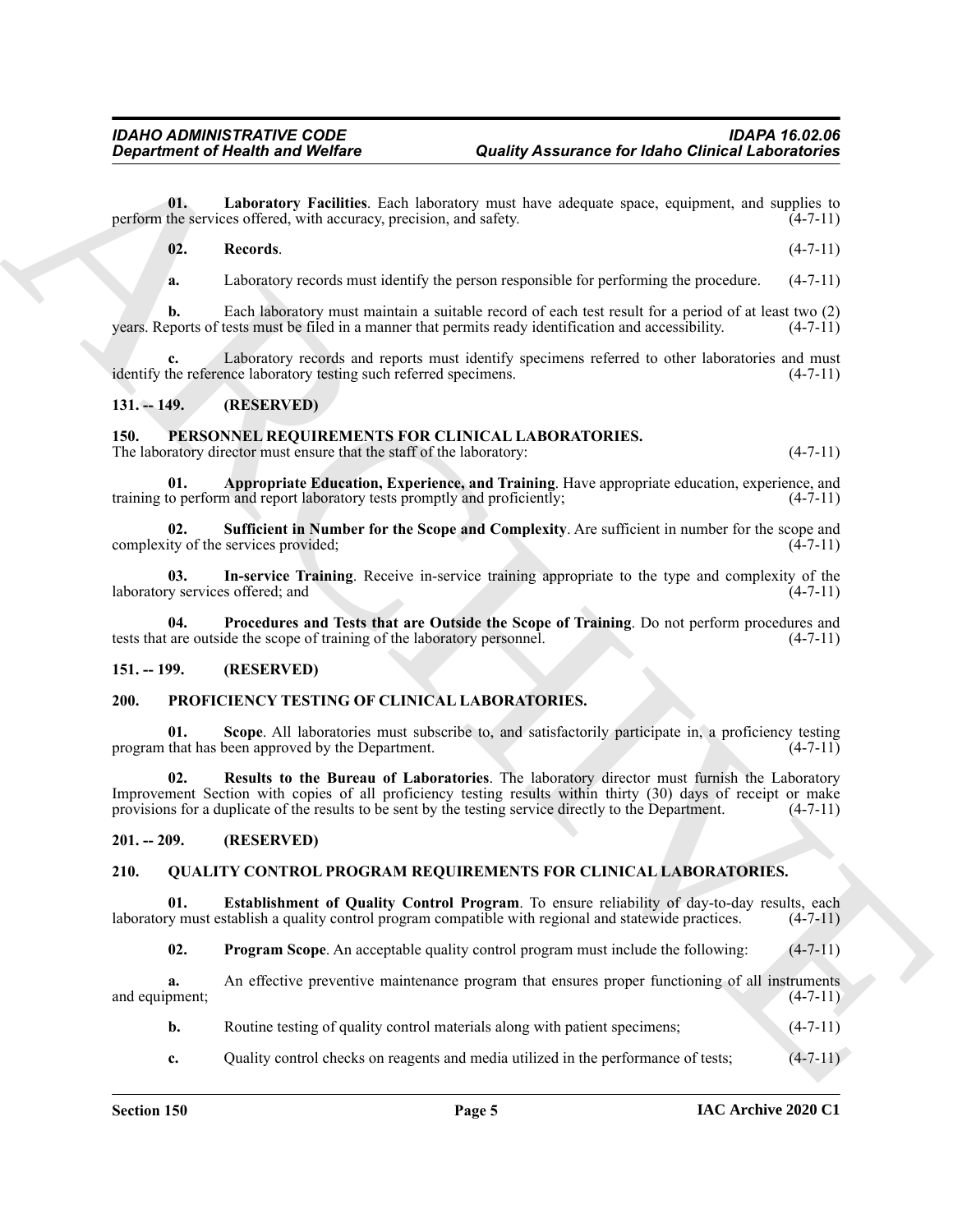**01. Laboratory Facilities**. Each laboratory must have adequate space, equipment, and supplies to perform the services offered, with accuracy, precision, and safety. (4-7-11)

**02. Records**. (4-7-11)

**a.** Laboratory records must identify the person responsible for performing the procedure. (4-7-11)

**b.** Each laboratory must maintain a suitable record of each test result for a period of at least two (2) years. Reports of tests must be filed in a manner that permits ready identification and accessibility. (4-7-11)

**c.** Laboratory records and reports must identify specimens referred to other laboratories and must identify the reference laboratory testing such referred specimens. (4-7-11)

## 131. -- 149. (RESERVED)

## 150. PERSONNEL REQUIREMENTS FOR CLINICAL LABORATORIES.

The laboratory director must ensure that the staff of the laboratory: (4-7-11)

**01. Appropriate Education, Experience, and Training**. Have appropriate education, experience, and training to perform and report laboratory tests promptly and proficiently; (4-7-11)

**02. Sufficient in Number for the Scope and Complexity**. Are sufficient in number for the scope and complexity of the services provided; (4-7-11)

**03. In-service Training**. Receive in-service training appropriate to the type and complexity of the laboratory services offered; and (4-7-11)

**04. Procedures and Tests that are Outside the Scope of Training**. Do not perform procedures and tests that are outside the scope of training of the laboratory personnel. (4-7-11)

## 151. -- 199. (RESERVED)

## 200. PROFICIENCY TESTING OF CLINICAL LABORATORIES.

**01. Scope**. All laboratories must subscribe to, and satisfactorily participate in, a proficiency testing program that has been approved by the Department. (4-7-11)

**02. Results to the Bureau of Laboratories**. The laboratory director must furnish the Laboratory Improvement Section with copies of all proficiency testing results within thirty (30) days of receipt or make provisions for a duplicate of the results to be sent by the testing service directly to the Department. (4-7-11)

## 201. -- 209. (RESERVED)

## 210. QUALITY CONTROL PROGRAM REQUIREMENTS FOR CLINICAL LABORATORIES.

**01. Establishment of Quality Control Program**. To ensure reliability of day-to-day results, each laboratory must establish a quality control program compatible with regional and statewide practices. (4-7-11)

**02. Program Scope**. An acceptable quality control program must include the following: (4-7-11)

**a.** An effective preventive maintenance program that ensures proper functioning of all instruments and equipment; (4-7-11)

**b.** Routine testing of quality control materials along with patient specimens; (4-7-11)

**c.** Quality control checks on reagents and media utilized in the performance of tests; (4-7-11)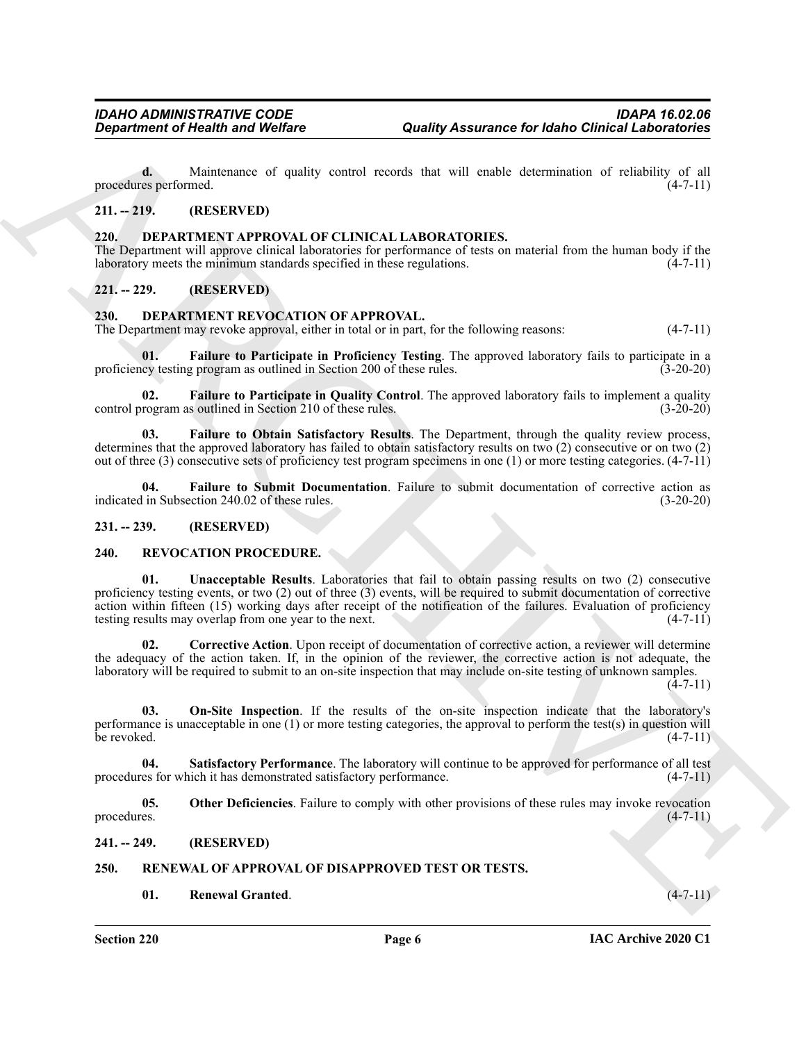**d.** Maintenance of quality control records that will enable determination of reliability of all procedures performed. (4-7-11)

## 211. -- 219. (RESERVED)

## 220. DEPARTMENT APPROVAL OF CLINICAL LABORATORIES.

The Department will approve clinical laboratories for performance of tests on material from the human body if the laboratory meets the minimum standards specified in these regulations. (4-7-11)

## 221. -- 229. (RESERVED)

## 230. DEPARTMENT REVOCATION OF APPROVAL.

The Department may revoke approval, either in total or in part, for the following reasons: (4-7-11)

**01. Failure to Participate in Proficiency Testing**. The approved laboratory fails to participate in a proficiency testing program as outlined in Section 200 of these rules. (3-20-20)

**02. Failure to Participate in Quality Control**. The approved laboratory fails to implement a quality control program as outlined in Section 210 of these rules. (3-20-20)

**03. Failure to Obtain Satisfactory Results**. The Department, through the quality review process, determines that the approved laboratory has failed to obtain satisfactory results on two (2) consecutive or on two (2) out of three (3) consecutive sets of proficiency test program specimens in one (1) or more testing categories. (4-7-11)

**04. Failure to Submit Documentation**. Failure to submit documentation of corrective action as indicated in Subsection 240.02 of these rules. (3-20-20)

## 231. -- 239. (RESERVED)

## 240. REVOCATION PROCEDURE.

**01. Unacceptable Results**. Laboratories that fail to obtain passing results on two (2) consecutive proficiency testing events, or two (2) out of three (3) events, will be required to submit documentation of corrective action within fifteen (15) working days after receipt of the notification of the failures. Evaluation of proficiency testing results may overlap from one year to the next. (4-7-11)

**02. Corrective Action**. Upon receipt of documentation of corrective action, a reviewer will determine the adequacy of the action taken. If, in the opinion of the reviewer, the corrective action is not adequate, the laboratory will be required to submit to an on-site inspection that may include on-site testing of unknown samples. (4-7-11)

**03. On-Site Inspection**. If the results of the on-site inspection indicate that the laboratory's performance is unacceptable in one (1) or more testing categories, the approval to perform the test(s) in question will be revoked. (4-7-11)

**04. Satisfactory Performance**. The laboratory will continue to be approved for performance of all test procedures for which it has demonstrated satisfactory performance. (4-7-11)

**05. Other Deficiencies**. Failure to comply with other provisions of these rules may invoke revocation procedures. (4-7-11)

## 241. -- 249. (RESERVED)

## 250. RENEWAL OF APPROVAL OF DISAPPROVED TEST OR TESTS.

**01. Renewal Granted**. (4-7-11)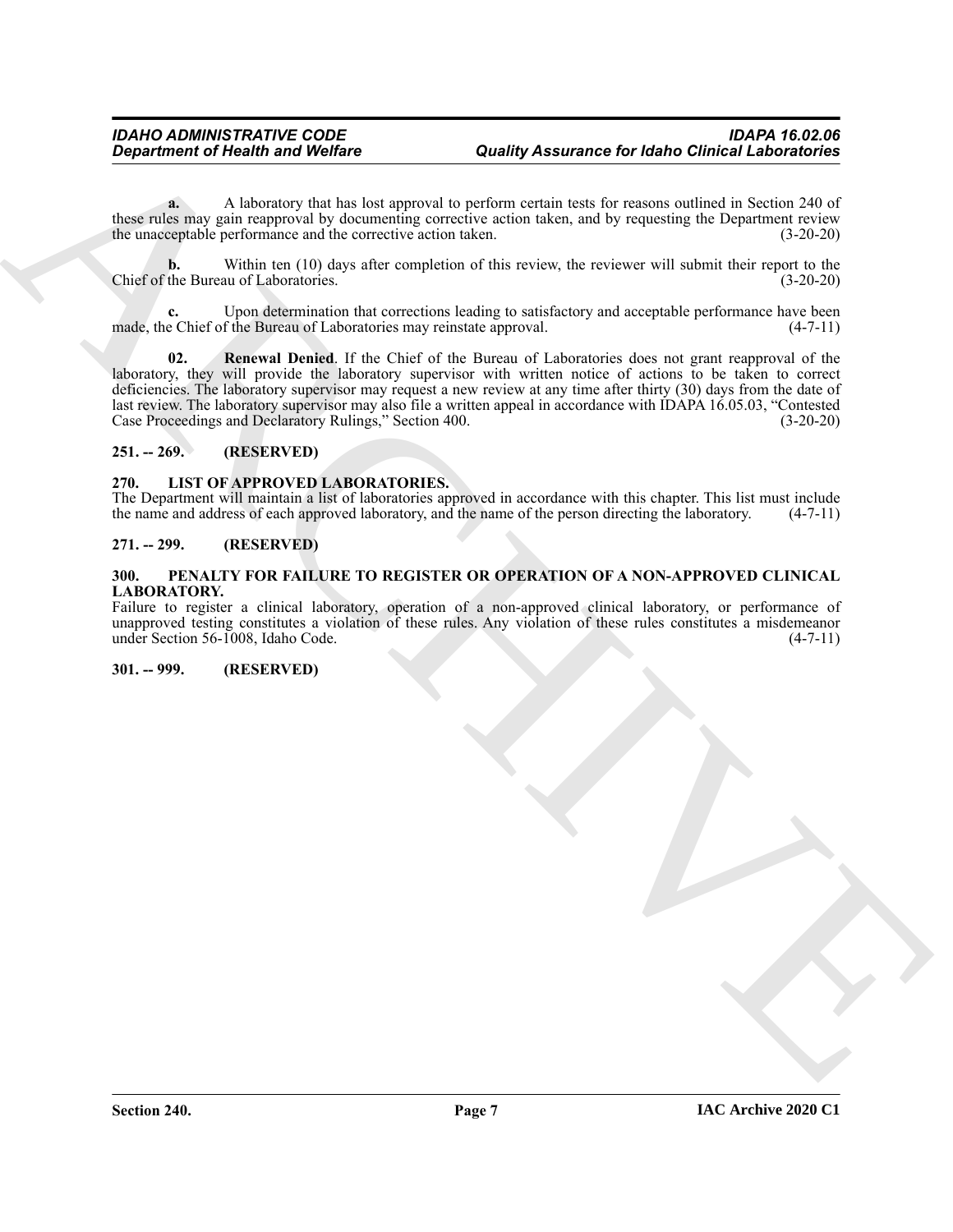**a.** A laboratory that has lost approval to perform certain tests for reasons outlined in Section 240 of these rules may gain reapproval by documenting corrective action taken, and by requesting the Department review the unacceptable performance and the corrective action taken. (3-20-20)

**b.** Within ten (10) days after completion of this review, the reviewer will submit their report to the Chief of the Bureau of Laboratories. (3-20-20)

**c.** Upon determination that corrections leading to satisfactory and acceptable performance have been made, the Chief of the Bureau of Laboratories may reinstate approval. (4-7-11)

**02. Renewal Denied**. If the Chief of the Bureau of Laboratories does not grant reapproval of the laboratory, they will provide the laboratory supervisor with written notice of actions to be taken to correct deficiencies. The laboratory supervisor may request a new review at any time after thirty (30) days from the date of last review. The laboratory supervisor may also file a written appeal in accordance with IDAPA 16.05.03, "Contested Case Proceedings and Declaratory Rulings," Section 400. (3-20-20)

**251. -- 269. (RESERVED)**

**270. LIST OF APPROVED LABORATORIES.**

The Department will maintain a list of laboratories approved in accordance with this chapter. This list must include the name and address of each approved laboratory, and the name of the person directing the laboratory. (4-7-11)

**271. -- 299. (RESERVED)**

**300. PENALTY FOR FAILURE TO REGISTER OR OPERATION OF A NON-APPROVED CLINICAL LABORATORY.**

Failure to register a clinical laboratory, operation of a non-approved clinical laboratory, or performance of unapproved testing constitutes a violation of these rules. Any violation of these rules constitutes a misdemeanor under Section 56-1008, Idaho Code. (4-7-11)

**301. -- 999. (RESERVED)**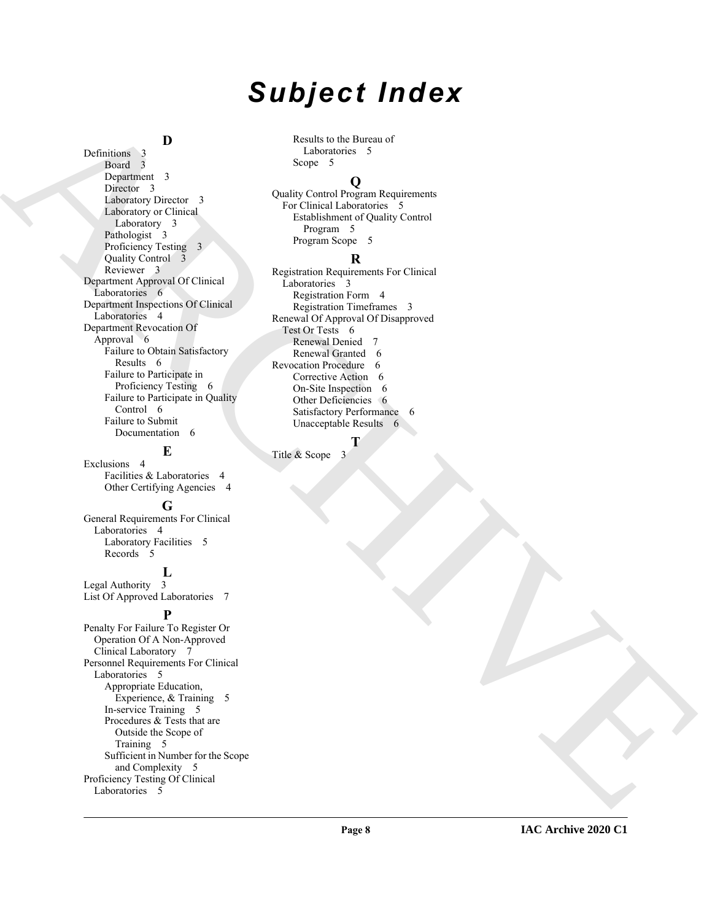# Subject Index

**D**

Definitions 3
- Board 3
- Department 3
- Director 3
- Laboratory Director 3
- Laboratory or Clinical Laboratory 3
- Pathologist 3
- Proficiency Testing 3
- Quality Control 3
- Reviewer 3

Department Approval Of Clinical Laboratories 6

Department Inspections Of Clinical Laboratories 4

Department Revocation Of Approval 6
- Failure to Obtain Satisfactory Results 6
- Failure to Participate in Proficiency Testing 6
- Failure to Participate in Quality Control 6
- Failure to Submit Documentation 6

**E**

Exclusions 4
- Facilities & Laboratories 4
- Other Certifying Agencies 4

**G**

General Requirements For Clinical Laboratories 4
- Laboratory Facilities 5
- Records 5

**L**

Legal Authority 3

List Of Approved Laboratories 7

**P**

Penalty For Failure To Register Or Operation Of A Non-Approved Clinical Laboratory 7

Personnel Requirements For Clinical Laboratories 5
- Appropriate Education, Experience, & Training 5
- In-service Training 5
- Procedures & Tests that are Outside the Scope of Training 5
- Sufficient in Number for the Scope and Complexity 5

Proficiency Testing Of Clinical Laboratories 5
- Results to the Bureau of Laboratories 5
- Scope 5

**Q**

Quality Control Program Requirements For Clinical Laboratories 5
- Establishment of Quality Control Program 5
- Program Scope 5

**R**

Registration Requirements For Clinical Laboratories 3
- Registration Form 4
- Registration Timeframes 3

Renewal Of Approval Of Disapproved Test Or Tests 6
- Renewal Denied 7
- Renewal Granted 6

Revocation Procedure 6
- Corrective Action 6
- On-Site Inspection 6
- Other Deficiencies 6
- Satisfactory Performance 6
- Unacceptable Results 6

**T**

Title & Scope 3